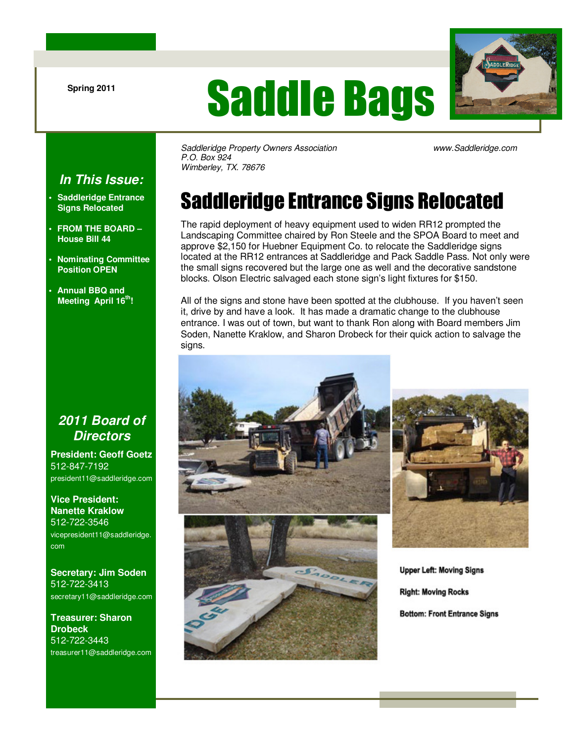Spring 2011

# Saddle Bags

*Saddleridge Property Owners Association*
*P.O. Box 924*
*Wimberley, TX. 78676*

*www.Saddleridge.com*

## *In This Issue:*

- **Saddleridge Entrance Signs Relocated**
- **FROM THE BOARD – House Bill 44**
- **Nominating Committee Position OPEN**
- **Annual BBQ and Meeting April 16th!**

## *2011 Board of Directors*

**President: Geoff Goetz**
512-847-7192
president11@saddleridge.com

**Vice President: Nanette Kraklow**
512-722-3546
vicepresident11@saddleridge.com

**Secretary: Jim Soden**
512-722-3413
secretary11@saddleridge.com

**Treasurer: Sharon Drobeck**
512-722-3443
treasurer11@saddleridge.com

# Saddleridge Entrance Signs Relocated

The rapid deployment of heavy equipment used to widen RR12 prompted the Landscaping Committee chaired by Ron Steele and the SPOA Board to meet and approve $2,150 for Huebner Equipment Co. to relocate the Saddleridge signs located at the RR12 entrances at Saddleridge and Pack Saddle Pass. Not only were the small signs recovered but the large one as well and the decorative sandstone blocks. Olson Electric salvaged each stone sign's light fixtures for $150.

All of the signs and stone have been spotted at the clubhouse. If you haven't seen it, drive by and have a look. It has made a dramatic change to the clubhouse entrance. I was out of town, but want to thank Ron along with Board members Jim Soden, Nanette Kraklow, and Sharon Drobeck for their quick action to salvage the signs.

**Upper Left: Moving Signs**

**Right: Moving Rocks**

**Bottom: Front Entrance Signs**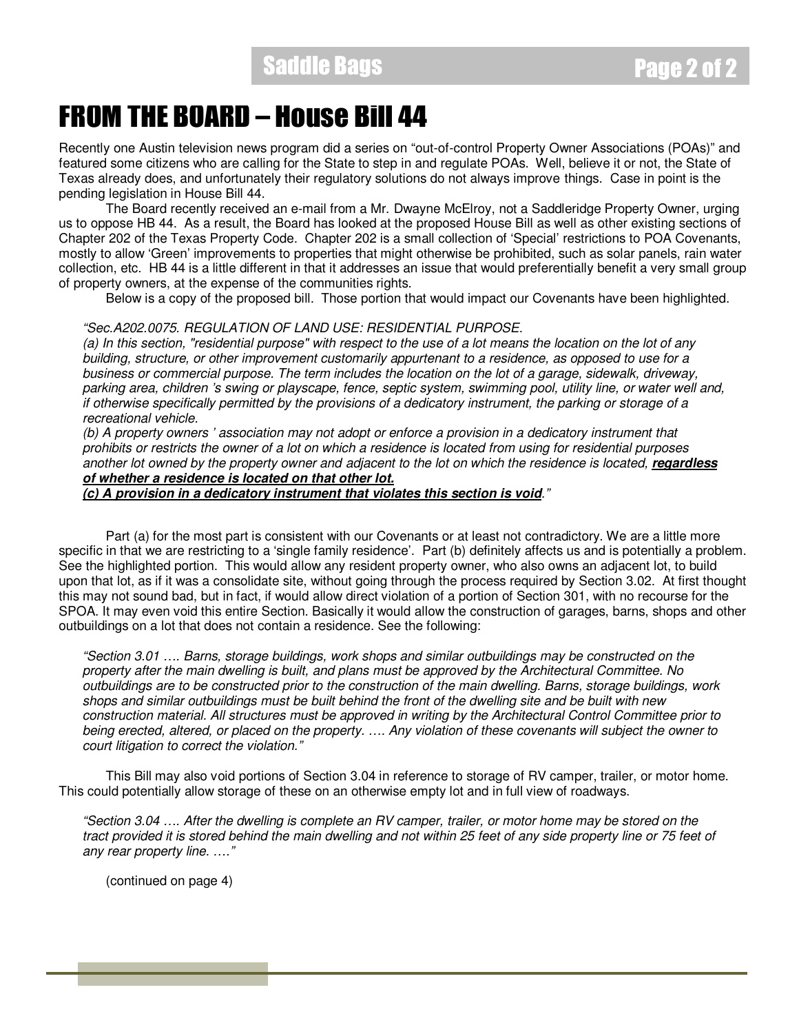# FROM THE BOARD – House Bill 44

Recently one Austin television news program did a series on "out-of-control Property Owner Associations (POAs)" and featured some citizens who are calling for the State to step in and regulate POAs. Well, believe it or not, the State of Texas already does, and unfortunately their regulatory solutions do not always improve things. Case in point is the pending legislation in House Bill 44.

The Board recently received an e-mail from a Mr. Dwayne McElroy, not a Saddleridge Property Owner, urging us to oppose HB 44. As a result, the Board has looked at the proposed House Bill as well as other existing sections of Chapter 202 of the Texas Property Code. Chapter 202 is a small collection of 'Special' restrictions to POA Covenants, mostly to allow 'Green' improvements to properties that might otherwise be prohibited, such as solar panels, rain water collection, etc. HB 44 is a little different in that it addresses an issue that would preferentially benefit a very small group of property owners, at the expense of the communities rights.

Below is a copy of the proposed bill. Those portion that would impact our Covenants have been highlighted.

*"Sec.A202.0075. REGULATION OF LAND USE: RESIDENTIAL PURPOSE.*
*(a) In this section, "residential purpose" with respect to the use of a lot means the location on the lot of any building, structure, or other improvement customarily appurtenant to a residence, as opposed to use for a business or commercial purpose. The term includes the location on the lot of a garage, sidewalk, driveway, parking area, children 's swing or playscape, fence, septic system, swimming pool, utility line, or water well and, if otherwise specifically permitted by the provisions of a dedicatory instrument, the parking or storage of a recreational vehicle.*
*(b) A property owners ' association may not adopt or enforce a provision in a dedicatory instrument that prohibits or restricts the owner of a lot on which a residence is located from using for residential purposes another lot owned by the property owner and adjacent to the lot on which the residence is located,* ***regardless of whether a residence is located on that other lot.***
***(c) A provision in a dedicatory instrument that violates this section is void****."*

Part (a) for the most part is consistent with our Covenants or at least not contradictory. We are a little more specific in that we are restricting to a 'single family residence'. Part (b) definitely affects us and is potentially a problem. See the highlighted portion. This would allow any resident property owner, who also owns an adjacent lot, to build upon that lot, as if it was a consolidate site, without going through the process required by Section 3.02. At first thought this may not sound bad, but in fact, if would allow direct violation of a portion of Section 301, with no recourse for the SPOA. It may even void this entire Section. Basically it would allow the construction of garages, barns, shops and other outbuildings on a lot that does not contain a residence. See the following:

*"Section 3.01 …. Barns, storage buildings, work shops and similar outbuildings may be constructed on the property after the main dwelling is built, and plans must be approved by the Architectural Committee. No outbuildings are to be constructed prior to the construction of the main dwelling. Barns, storage buildings, work shops and similar outbuildings must be built behind the front of the dwelling site and be built with new construction material. All structures must be approved in writing by the Architectural Control Committee prior to being erected, altered, or placed on the property. …. Any violation of these covenants will subject the owner to court litigation to correct the violation."*

This Bill may also void portions of Section 3.04 in reference to storage of RV camper, trailer, or motor home. This could potentially allow storage of these on an otherwise empty lot and in full view of roadways.

*"Section 3.04 …. After the dwelling is complete an RV camper, trailer, or motor home may be stored on the tract provided it is stored behind the main dwelling and not within 25 feet of any side property line or 75 feet of any rear property line. …."*

(continued on page 4)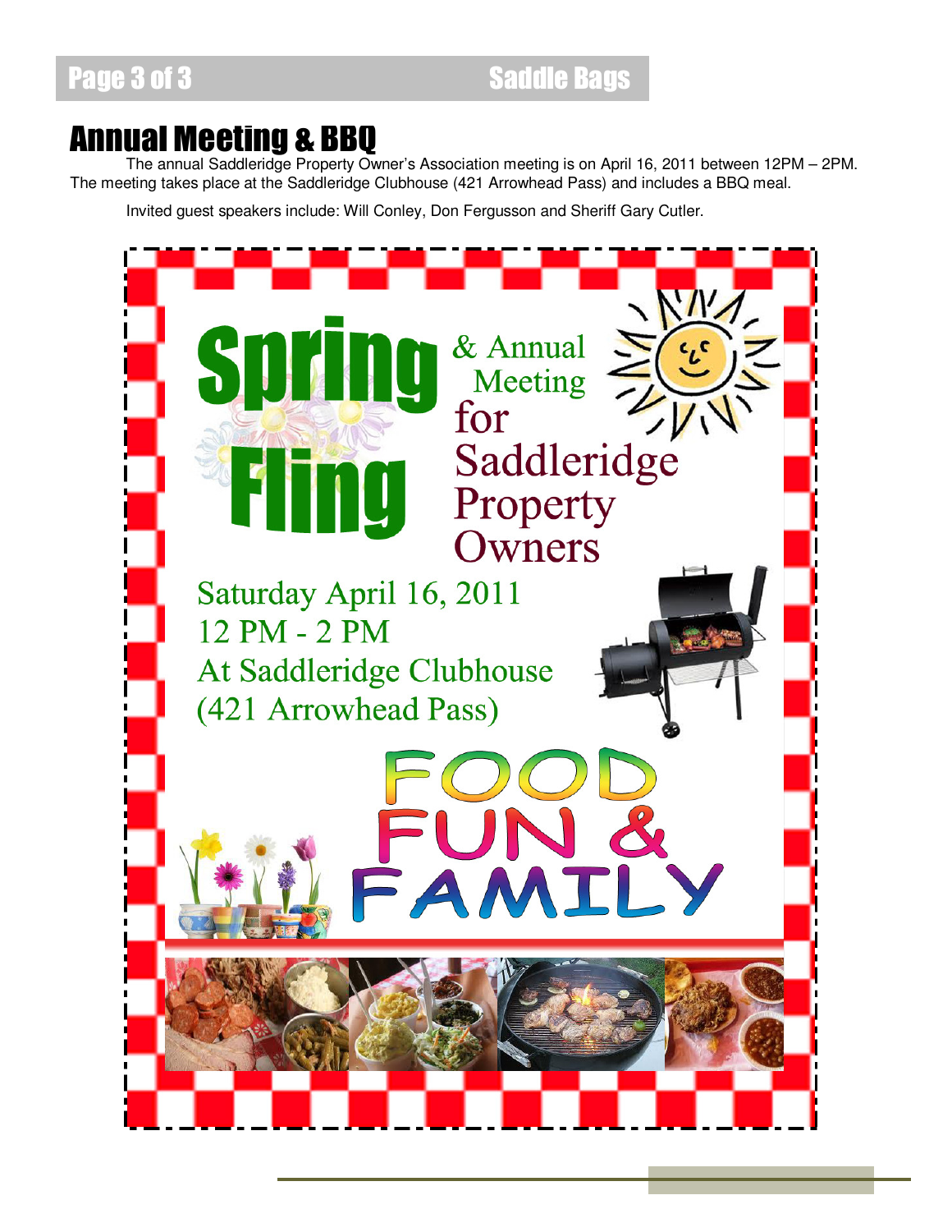# Annual Meeting & BBQ

The annual Saddleridge Property Owner's Association meeting is on April 16, 2011 between 12PM – 2PM. The meeting takes place at the Saddleridge Clubhouse (421 Arrowhead Pass) and includes a BBQ meal.

Invited guest speakers include: Will Conley, Don Fergusson and Sheriff Gary Cutler.

**Spring Fling** & Annual Meeting for Saddleridge Property Owners

Saturday April 16, 2011
12 PM - 2 PM
At Saddleridge Clubhouse
(421 Arrowhead Pass)

FOOD
FUN &
FAMILY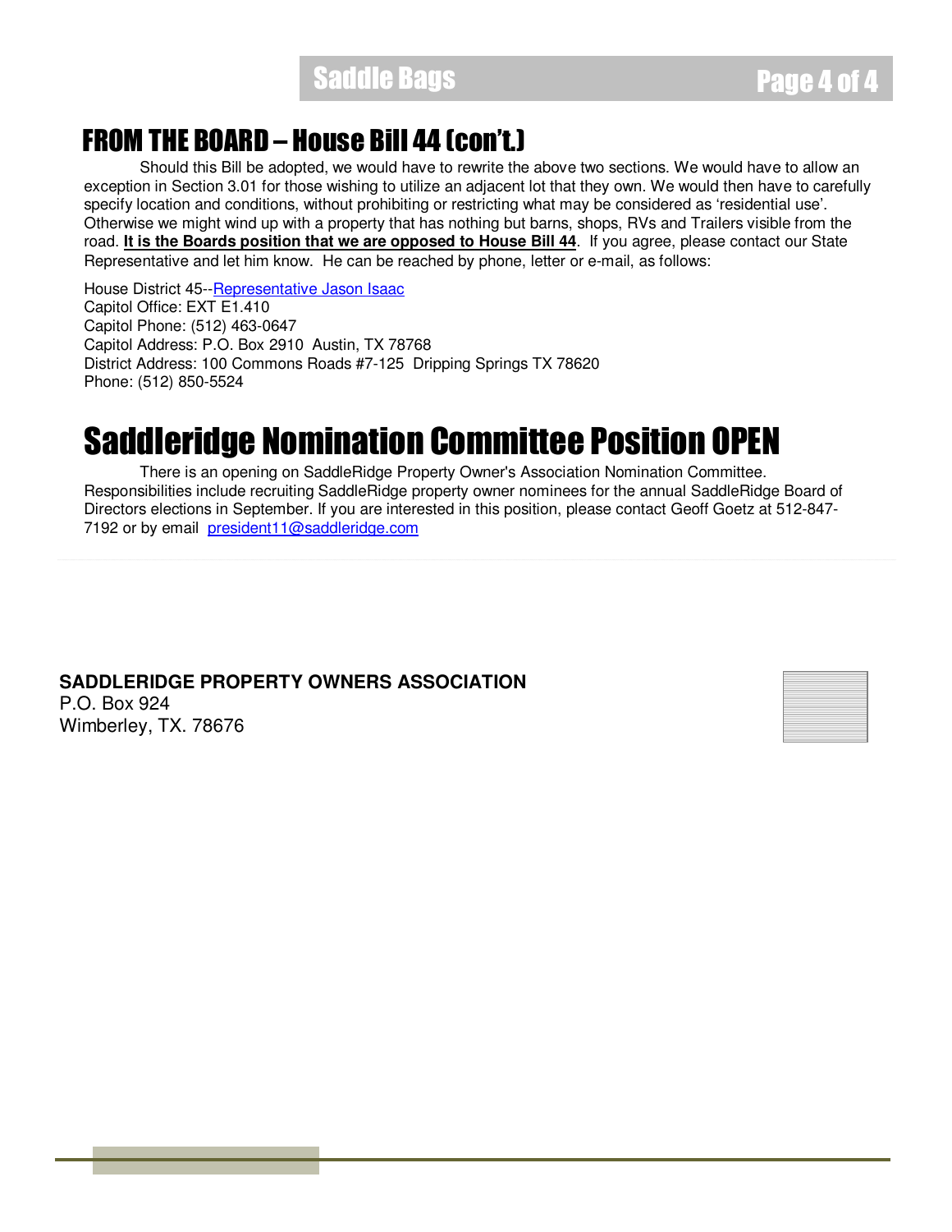## FROM THE BOARD – House Bill 44 (con't.)

Should this Bill be adopted, we would have to rewrite the above two sections. We would have to allow an exception in Section 3.01 for those wishing to utilize an adjacent lot that they own. We would then have to carefully specify location and conditions, without prohibiting or restricting what may be considered as 'residential use'. Otherwise we might wind up with a property that has nothing but barns, shops, RVs and Trailers visible from the road. **It is the Boards position that we are opposed to House Bill 44**. If you agree, please contact our State Representative and let him know. He can be reached by phone, letter or e-mail, as follows:

House District 45--Representative Jason Isaac
Capitol Office: EXT E1.410
Capitol Phone: (512) 463-0647
Capitol Address: P.O. Box 2910 Austin, TX 78768
District Address: 100 Commons Roads #7-125 Dripping Springs TX 78620
Phone: (512) 850-5524

# Saddleridge Nomination Committee Position OPEN

There is an opening on SaddleRidge Property Owner's Association Nomination Committee. Responsibilities include recruiting SaddleRidge property owner nominees for the annual SaddleRidge Board of Directors elections in September. If you are interested in this position, please contact Geoff Goetz at 512-847-7192 or by email president11@saddleridge.com

**SADDLERIDGE PROPERTY OWNERS ASSOCIATION**
P.O. Box 924
Wimberley, TX. 78676